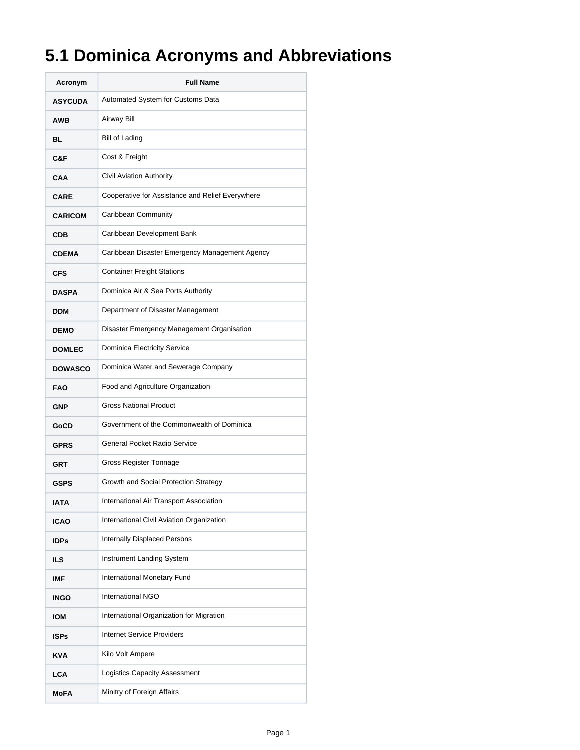# 5.1 Dominica Acronyms and Abbreviations

| Acronym | Full Name |
|---|---|
| **ASYCUDA** | Automated System for Customs Data |
| **AWB** | Airway Bill |
| **BL** | Bill of Lading |
| **C&F** | Cost & Freight |
| **CAA** | Civil Aviation Authority |
| **CARE** | Cooperative for Assistance and Relief Everywhere |
| **CARICOM** | Caribbean Community |
| **CDB** | Caribbean Development Bank |
| **CDEMA** | Caribbean Disaster Emergency Management Agency |
| **CFS** | Container Freight Stations |
| **DASPA** | Dominica Air & Sea Ports Authority |
| **DDM** | Department of Disaster Management |
| **DEMO** | Disaster Emergency Management Organisation |
| **DOMLEC** | Dominica Electricity Service |
| **DOWASCO** | Dominica Water and Sewerage Company |
| **FAO** | Food and Agriculture Organization |
| **GNP** | Gross National Product |
| **GoCD** | Government of the Commonwealth of Dominica |
| **GPRS** | General Pocket Radio Service |
| **GRT** | Gross Register Tonnage |
| **GSPS** | Growth and Social Protection Strategy |
| **IATA** | International Air Transport Association |
| **ICAO** | International Civil Aviation Organization |
| **IDPs** | Internally Displaced Persons |
| **ILS** | Instrument Landing System |
| **IMF** | International Monetary Fund |
| **INGO** | International NGO |
| **IOM** | International Organization for Migration |
| **ISPs** | Internet Service Providers |
| **KVA** | Kilo Volt Ampere |
| **LCA** | Logistics Capacity Assessment |
| **MoFA** | Minitry of Foreign Affairs |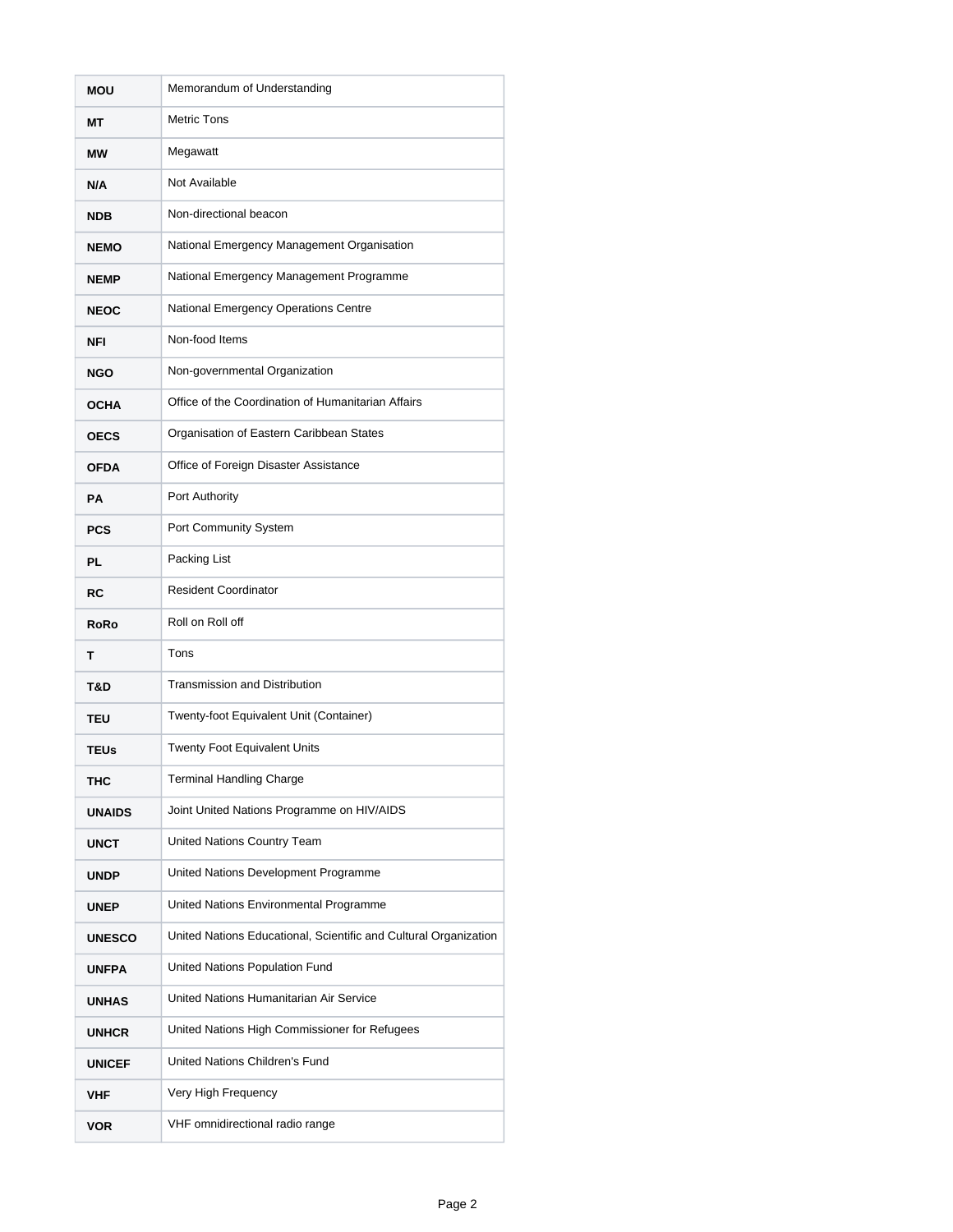| | |
|---|---|
| **MOU** | Memorandum of Understanding |
| **MT** | Metric Tons |
| **MW** | Megawatt |
| **N/A** | Not Available |
| **NDB** | Non-directional beacon |
| **NEMO** | National Emergency Management Organisation |
| **NEMP** | National Emergency Management Programme |
| **NEOC** | National Emergency Operations Centre |
| **NFI** | Non-food Items |
| **NGO** | Non-governmental Organization |
| **OCHA** | Office of the Coordination of Humanitarian Affairs |
| **OECS** | Organisation of Eastern Caribbean States |
| **OFDA** | Office of Foreign Disaster Assistance |
| **PA** | Port Authority |
| **PCS** | Port Community System |
| **PL** | Packing List |
| **RC** | Resident Coordinator |
| **RoRo** | Roll on Roll off |
| **T** | Tons |
| **T&D** | Transmission and Distribution |
| **TEU** | Twenty-foot Equivalent Unit (Container) |
| **TEUs** | Twenty Foot Equivalent Units |
| **THC** | Terminal Handling Charge |
| **UNAIDS** | Joint United Nations Programme on HIV/AIDS |
| **UNCT** | United Nations Country Team |
| **UNDP** | United Nations Development Programme |
| **UNEP** | United Nations Environmental Programme |
| **UNESCO** | United Nations Educational, Scientific and Cultural Organization |
| **UNFPA** | United Nations Population Fund |
| **UNHAS** | United Nations Humanitarian Air Service |
| **UNHCR** | United Nations High Commissioner for Refugees |
| **UNICEF** | United Nations Children's Fund |
| **VHF** | Very High Frequency |
| **VOR** | VHF omnidirectional radio range |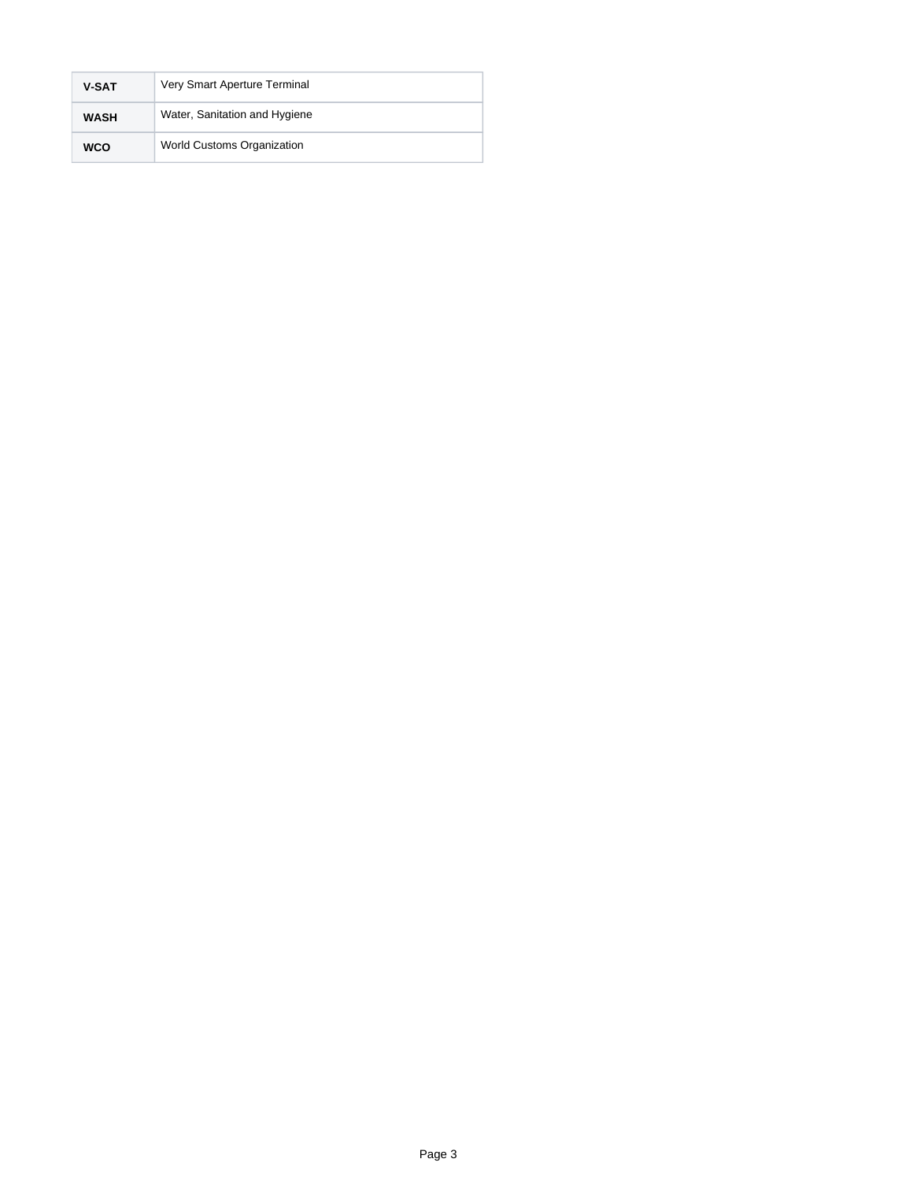| | |
|---|---|
| **V-SAT** | Very Smart Aperture Terminal |
| **WASH** | Water, Sanitation and Hygiene |
| **WCO** | World Customs Organization |